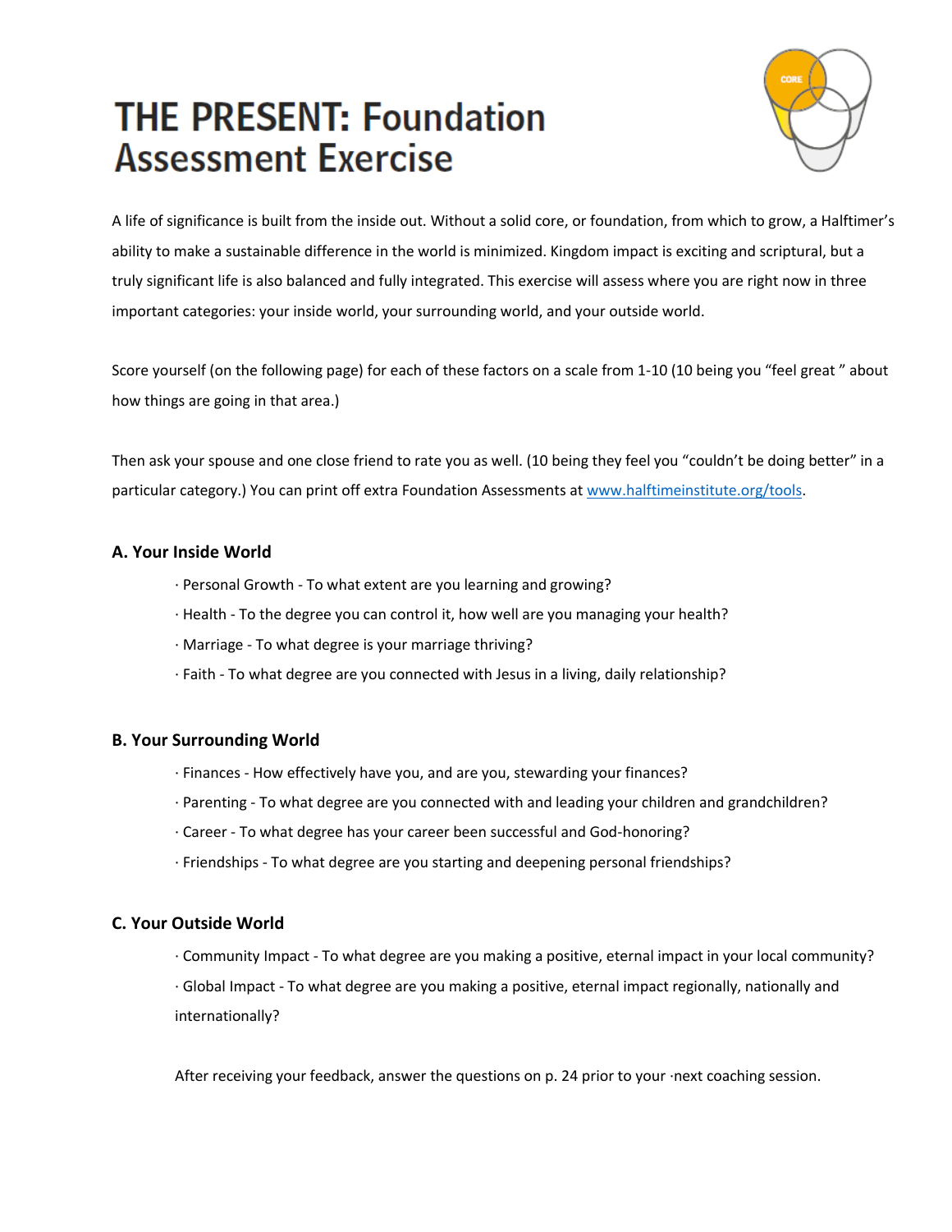# THE PRESENT: Foundation Assessment Exercise

A life of significance is built from the inside out. Without a solid core, or foundation, from which to grow, a Halftimer's ability to make a sustainable difference in the world is minimized. Kingdom impact is exciting and scriptural, but a truly significant life is also balanced and fully integrated. This exercise will assess where you are right now in three important categories: your inside world, your surrounding world, and your outside world.

Score yourself (on the following page) for each of these factors on a scale from 1-10 (10 being you "feel great " about how things are going in that area.)

Then ask your spouse and one close friend to rate you as well. (10 being they feel you "couldn't be doing better" in a particular category.) You can print off extra Foundation Assessments at www.halftimeinstitute.org/tools.

### A. Your Inside World

- Personal Growth - To what extent are you learning and growing?
- Health - To the degree you can control it, how well are you managing your health?
- Marriage - To what degree is your marriage thriving?
- Faith - To what degree are you connected with Jesus in a living, daily relationship?

### B. Your Surrounding World

- Finances - How effectively have you, and are you, stewarding your finances?
- Parenting - To what degree are you connected with and leading your children and grandchildren?
- Career - To what degree has your career been successful and God-honoring?
- Friendships - To what degree are you starting and deepening personal friendships?

### C. Your Outside World

- Community Impact - To what degree are you making a positive, eternal impact in your local community?
- Global Impact - To what degree are you making a positive, eternal impact regionally, nationally and internationally?

After receiving your feedback, answer the questions on p. 24 prior to your ·next coaching session.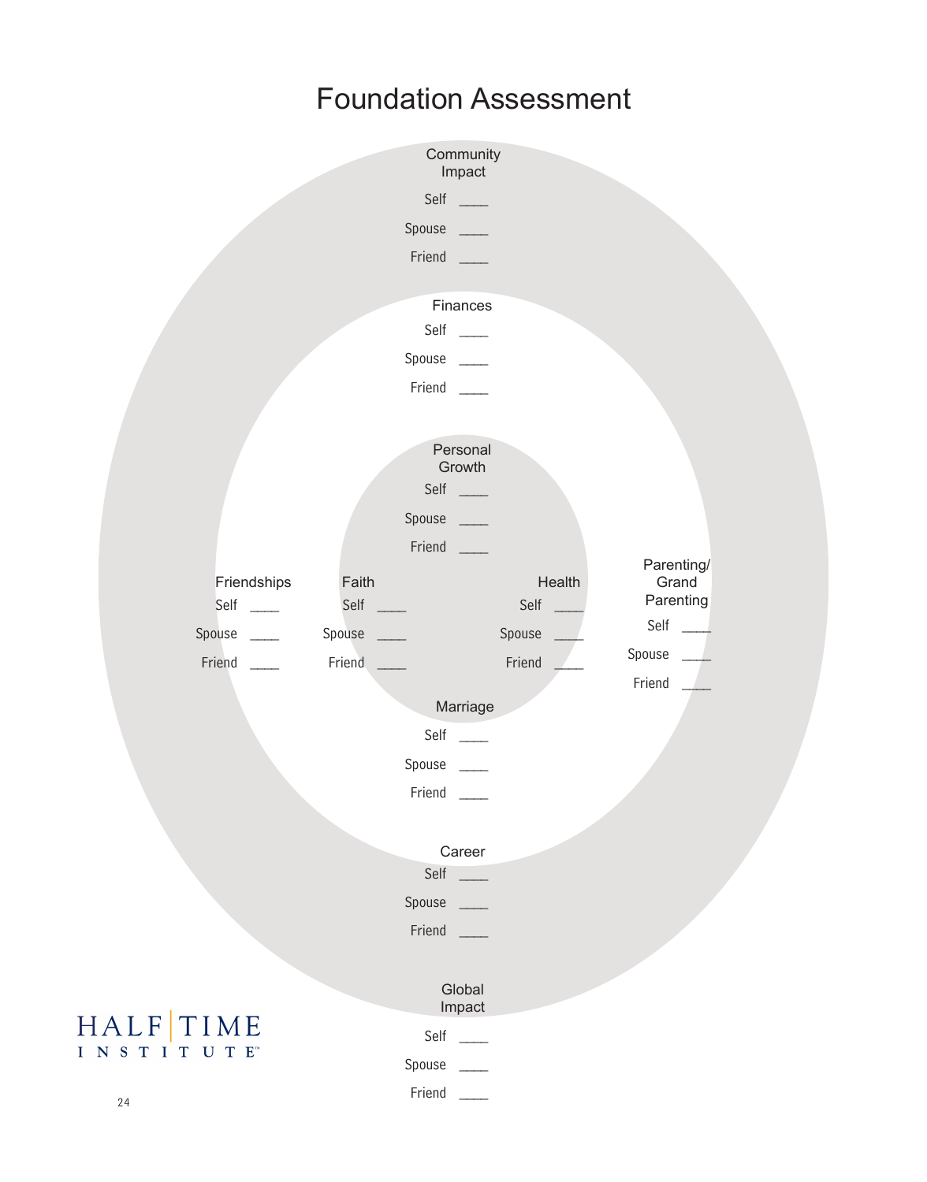# Foundation Assessment

Community Impact

Self ____

Spouse ____

Friend ____

Finances

Self ____

Spouse ____

Friend ____

Personal Growth

Self ____

Spouse ____

Friend ____

Friendships

Self ____

Spouse ____

Friend ____

Faith

Self ____

Spouse ____

Friend ____

Health

Self ____

Spouse ____

Friend ____

Parenting/Grand Parenting

Self ____

Spouse ____

Friend ____

Marriage

Self ____

Spouse ____

Friend ____

Career

Self ____

Spouse ____

Friend ____

Global Impact

Self ____

Spouse ____

Friend ____

HALF|TIME INSTITUTE™